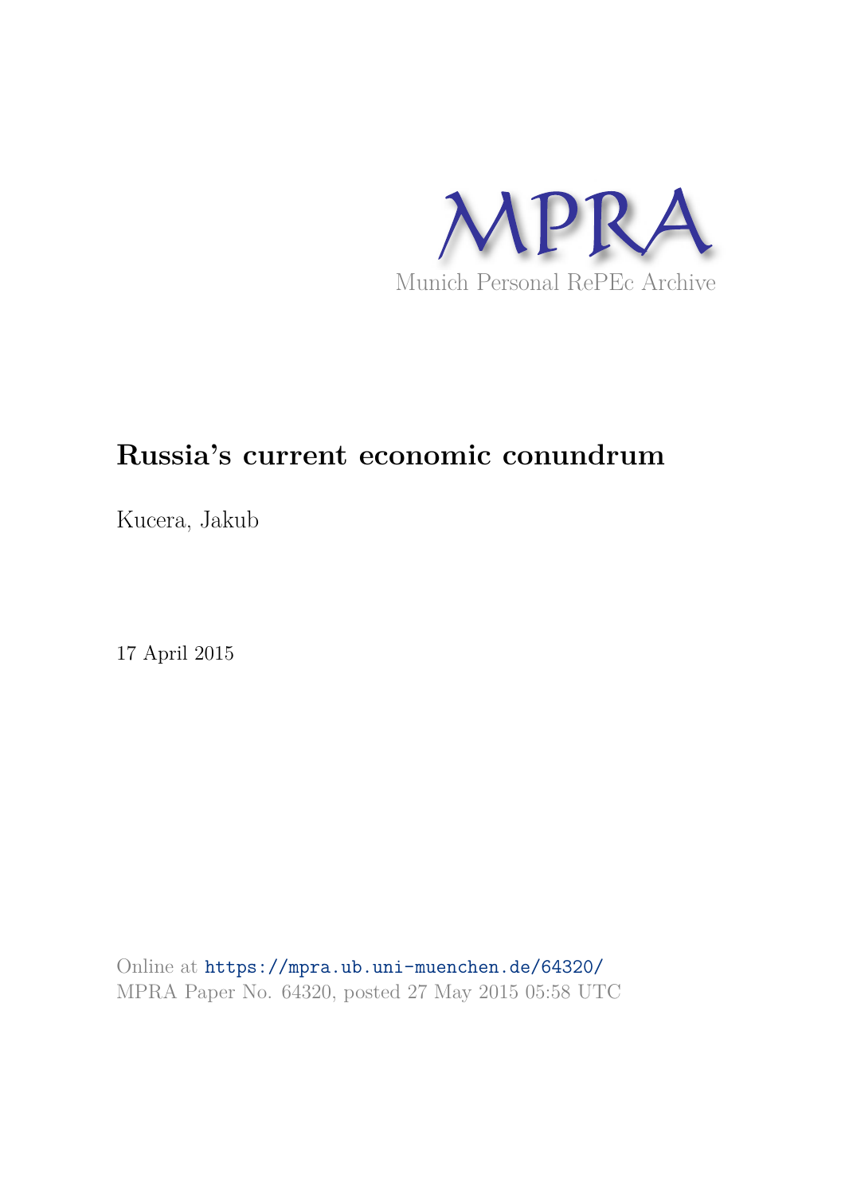MPRA

Munich Personal RePEc Archive

# Russia's current economic conundrum

Kucera, Jakub

17 April 2015

Online at https://mpra.ub.uni-muenchen.de/64320/
MPRA Paper No. 64320, posted 27 May 2015 05:58 UTC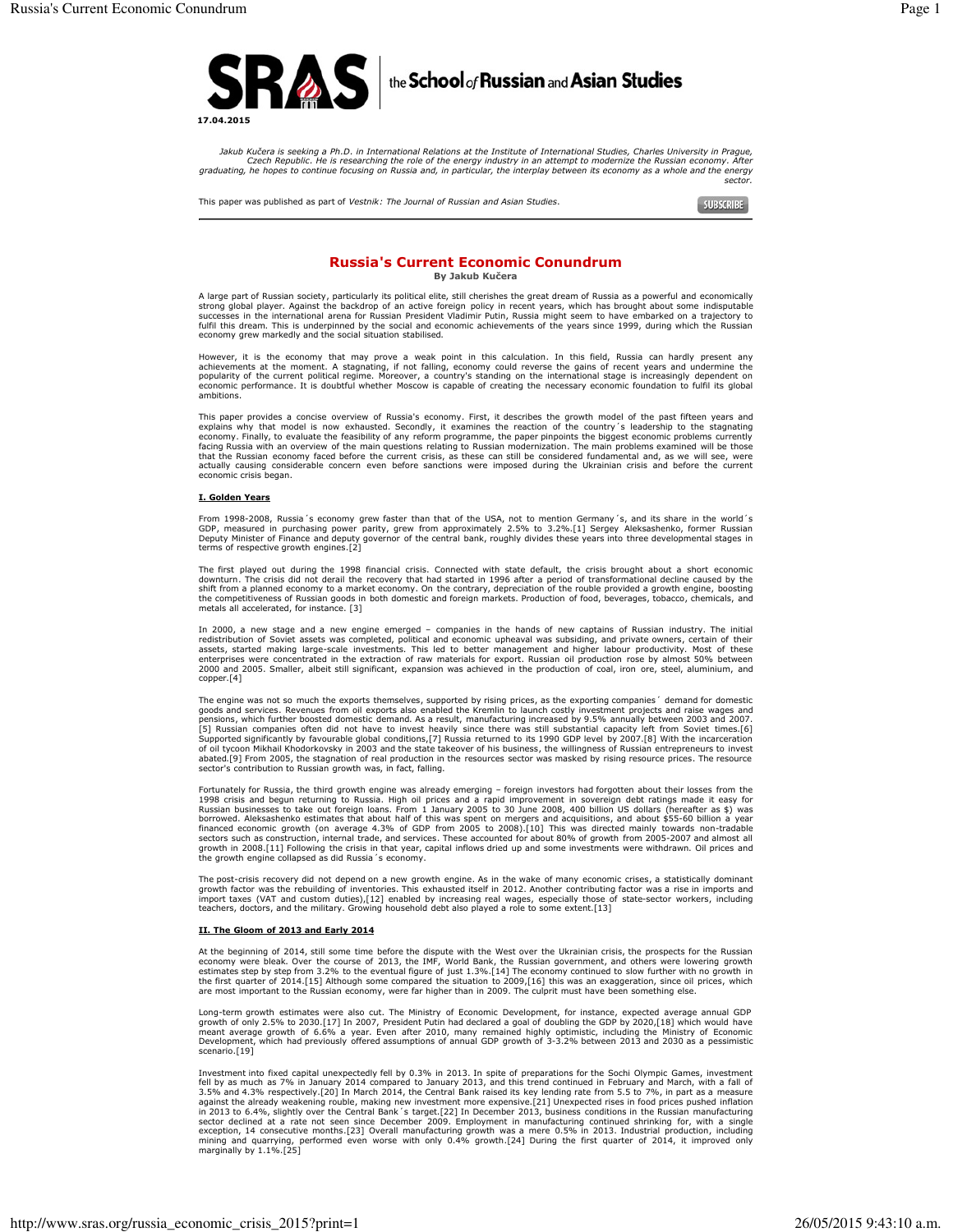17.04.2015

*Jakub Kučera is seeking a Ph.D. in International Relations at the Institute of International Studies, Charles University in Prague, Czech Republic. He is researching the role of the energy industry in an attempt to modernize the Russian economy. After graduating, he hopes to continue focusing on Russia and, in particular, the interplay between its economy as a whole and the energy sector.*

This paper was published as part of *Vestnik: The Journal of Russian and Asian Studies*.

# Russia's Current Economic Conundrum

**By Jakub Kučera**

A large part of Russian society, particularly its political elite, still cherishes the great dream of Russia as a powerful and economically strong global player. Against the backdrop of an active foreign policy in recent years, which has brought about some indisputable successes in the international arena for Russian President Vladimir Putin, Russia might seem to have embarked on a trajectory to fulfil this dream. This is underpinned by the social and economic achievements of the years since 1999, during which the Russian economy grew markedly and the social situation stabilised.

However, it is the economy that may prove a weak point in this calculation. In this field, Russia can hardly present any achievements at the moment. A stagnating, if not falling, economy could reverse the gains of recent years and undermine the popularity of the current political regime. Moreover, a country's standing on the international stage is increasingly dependent on economic performance. It is doubtful whether Moscow is capable of creating the necessary economic foundation to fulfil its global ambitions.

This paper provides a concise overview of Russia's economy. First, it describes the growth model of the past fifteen years and explains why that model is now exhausted. Secondly, it examines the reaction of the country´s leadership to the stagnating economy. Finally, to evaluate the feasibility of any reform programme, the paper pinpoints the biggest economic problems currently facing Russia with an overview of the main questions relating to Russian modernization. The main problems examined will be those that the Russian economy faced before the current crisis, as these can still be considered fundamental and, as we will see, were actually causing considerable concern even before sanctions were imposed during the Ukrainian crisis and before the current economic crisis began.

## I. Golden Years

From 1998-2008, Russia´s economy grew faster than that of the USA, not to mention Germany´s, and its share in the world´s GDP, measured in purchasing power parity, grew from approximately 2.5% to 3.2%.[1] Sergey Aleksashenko, former Russian Deputy Minister of Finance and deputy governor of the central bank, roughly divides these years into three developmental stages in terms of respective growth engines.[2]

The first played out during the 1998 financial crisis. Connected with state default, the crisis brought about a short economic downturn. The crisis did not derail the recovery that had started in 1996 after a period of transformational decline caused by the shift from a planned economy to a market economy. On the contrary, depreciation of the rouble provided a growth engine, boosting the competitiveness of Russian goods in both domestic and foreign markets. Production of food, beverages, tobacco, chemicals, and metals all accelerated, for instance. [3]

In 2000, a new stage and a new engine emerged – companies in the hands of new captains of Russian industry. The initial redistribution of Soviet assets was completed, political and economic upheaval was subsiding, and private owners, certain of their assets, started making large-scale investments. This led to better management and higher labour productivity. Most of these enterprises were concentrated in the extraction of raw materials for export. Russian oil production rose by almost 50% between 2000 and 2005. Smaller, albeit still significant, expansion was achieved in the production of coal, iron ore, steel, aluminium, and copper.[4]

The engine was not so much the exports themselves, supported by rising prices, as the exporting companies´ demand for domestic goods and services. Revenues from oil exports also enabled the Kremlin to launch costly investment projects and raise wages and pensions, which further boosted domestic demand. As a result, manufacturing increased by 9.5% annually between 2003 and 2007.[5] Russian companies often did not have to invest heavily since there was still substantial capacity left from Soviet times.[6] Supported significantly by favourable global conditions,[7] Russia returned to its 1990 GDP level by 2007.[8] With the incarceration of oil tycoon Mikhail Khodorkovsky in 2003 and the state takeover of his business, the willingness of Russian entrepreneurs to invest abated.[9] From 2005, the stagnation of real production in the resources sector was masked by rising resource prices. The resource sector's contribution to Russian growth was, in fact, falling.

Fortunately for Russia, the third growth engine was already emerging – foreign investors had forgotten about their losses from the 1998 crisis and begun returning to Russia. High oil prices and a rapid improvement in sovereign debt ratings made it easy for Russian businesses to take out foreign loans. From 1 January 2005 to 30 June 2008, 400 billion US dollars (hereafter as $) was borrowed. Aleksashenko estimates that about half of this was spent on mergers and acquisitions, and about $55-60 billion a year financed economic growth (on average 4.3% of GDP from 2005 to 2008).[10] This was directed mainly towards non-tradable sectors such as construction, internal trade, and services. These accounted for about 80% of growth from 2005-2007 and almost all growth in 2008.[11] Following the crisis in that year, capital inflows dried up and some investments were withdrawn. Oil prices and the growth engine collapsed as did Russia´s economy.

The post-crisis recovery did not depend on a new growth engine. As in the wake of many economic crises, a statistically dominant growth factor was the rebuilding of inventories. This exhausted itself in 2012. Another contributing factor was a rise in imports and import taxes (VAT and custom duties),[12] enabled by increasing real wages, especially those of state-sector workers, including teachers, doctors, and the military. Growing household debt also played a role to some extent.[13]

## II. The Gloom of 2013 and Early 2014

At the beginning of 2014, still some time before the dispute with the West over the Ukrainian crisis, the prospects for the Russian economy were bleak. Over the course of 2013, the IMF, World Bank, the Russian government, and others were lowering growth estimates step by step from 3.2% to the eventual figure of just 1.3%.[14] The economy continued to slow further with no growth in the first quarter of 2014.[15] Although some compared the situation to 2009,[16] this was an exaggeration, since oil prices, which are most important to the Russian economy, were far higher than in 2009. The culprit must have been something else.

Long-term growth estimates were also cut. The Ministry of Economic Development, for instance, expected average annual GDP growth of only 2.5% to 2030.[17] In 2007, President Putin had declared a goal of doubling the GDP by 2020,[18] which would have meant average growth of 6.6% a year. Even after 2010, many remained highly optimistic, including the Ministry of Economic Development, which had previously offered assumptions of annual GDP growth of 3-3.2% between 2013 and 2030 as a pessimistic scenario.[19]

Investment into fixed capital unexpectedly fell by 0.3% in 2013. In spite of preparations for the Sochi Olympic Games, investment fell by as much as 7% in January 2014 compared to January 2013, and this trend continued in February and March, with a fall of 3.5% and 4.3% respectively.[20] In March 2014, the Central Bank raised its key lending rate from 5.5 to 7%, in part as a measure against the already weakening rouble, making new investment more expensive.[21] Unexpected rises in food prices pushed inflation in 2013 to 6.4%, slightly over the Central Bank´s target.[22] In December 2013, business conditions in the Russian manufacturing sector declined at a rate not seen since December 2009. Employment in manufacturing continued shrinking for, with a single exception, 14 consecutive months.[23] Overall manufacturing growth was a mere 0.5% in 2013. Industrial production, including mining and quarrying, performed even worse with only 0.4% growth.[24] During the first quarter of 2014, it improved only marginally by 1.1%.[25]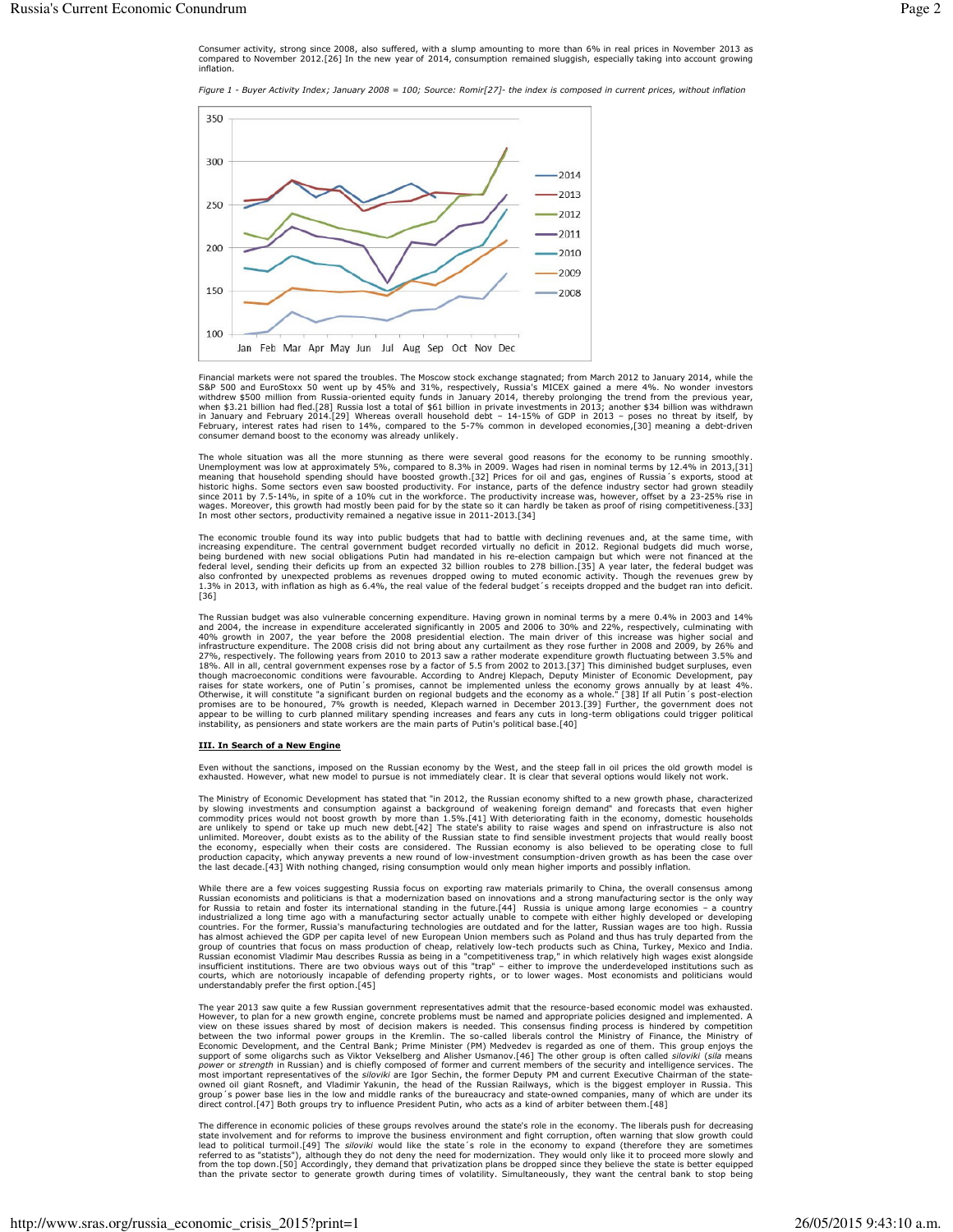Consumer activity, strong since 2008, also suffered, with a slump amounting to more than 6% in real prices in November 2013 as compared to November 2012.[26] In the new year of 2014, consumption remained sluggish, especially taking into account growing inflation.

*Figure 1 - Buyer Activity Index; January 2008 = 100; Source: Romir[27]- the index is composed in current prices, without inflation*

Financial markets were not spared the troubles. The Moscow stock exchange stagnated; from March 2012 to January 2014, while the S&P 500 and EuroStoxx 50 went up by 45% and 31%, respectively, Russia's MICEX gained a mere 4%. No wonder investors withdrew $500 million from Russia-oriented equity funds in January 2014, thereby prolonging the trend from the previous year, when $3.21 billion had fled.[28] Russia lost a total of $61 billion in private investments in 2013; another $34 billion was withdrawn in January and February 2014.[29] Whereas overall household debt – 14-15% of GDP in 2013 – poses no threat by itself, by February, interest rates had risen to 14%, compared to the 5-7% common in developed economies,[30] meaning a debt-driven consumer demand boost to the economy was already unlikely.

The whole situation was all the more stunning as there were several good reasons for the economy to be running smoothly. Unemployment was low at approximately 5%, compared to 8.3% in 2009. Wages had risen in nominal terms by 12.4% in 2013,[31] meaning that household spending should have boosted growth.[32] Prices for oil and gas, engines of Russia´s exports, stood at historic highs. Some sectors even saw boosted productivity. For instance, parts of the defence industry sector had grown steadily since 2011 by 7.5-14%, in spite of a 10% cut in the workforce. The productivity increase was, however, offset by a 23-25% rise in wages. Moreover, this growth had mostly been paid for by the state so it can hardly be taken as proof of rising competitiveness.[33] In most other sectors, productivity remained a negative issue in 2011-2013.[34]

The economic trouble found its way into public budgets that had to battle with declining revenues and, at the same time, with increasing expenditure. The central government budget recorded virtually no deficit in 2012. Regional budgets did much worse, being burdened with new social obligations Putin had mandated in his re-election campaign but which were not financed at the federal level, sending their deficits up from an expected 32 billion roubles to 278 billion.[35] A year later, the federal budget was also confronted by unexpected problems as revenues dropped owing to muted economic activity. Though the revenues grew by 1.3% in 2013, with inflation as high as 6.4%, the real value of the federal budget´s receipts dropped and the budget ran into deficit.[36]

The Russian budget was also vulnerable concerning expenditure. Having grown in nominal terms by a mere 0.4% in 2003 and 14% and 2004, the increase in expenditure accelerated significantly in 2005 and 2006 to 30% and 22%, respectively, culminating with 40% growth in 2007, the year before the 2008 presidential election. The main driver of this increase was higher social and infrastructure expenditure. The 2008 crisis did not bring about any curtailment as they rose further in 2008 and 2009, by 26% and 27%, respectively. The following years from 2010 to 2013 saw a rather moderate expenditure growth fluctuating between 3.5% and 18%. All in all, central government expenses rose by a factor of 5.5 from 2002 to 2013.[37] This diminished budget surpluses, even though macroeconomic conditions were favourable. According to Andrej Klepach, Deputy Minister of Economic Development, pay raises for state workers, one of Putin´s promises, cannot be implemented unless the economy grows annually by at least 4%. Otherwise, it will constitute "a significant burden on regional budgets and the economy as a whole." [38] If all Putin´s post-election promises are to be honoured, 7% growth is needed, Klepach warned in December 2013.[39] Further, the government does not appear to be willing to curb planned military spending increases and fears any cuts in long-term obligations could trigger political instability, as pensioners and state workers are the main parts of Putin's political base.[40]

## III. In Search of a New Engine

Even without the sanctions, imposed on the Russian economy by the West, and the steep fall in oil prices the old growth model is exhausted. However, what new model to pursue is not immediately clear. It is clear that several options would likely not work.

The Ministry of Economic Development has stated that "in 2012, the Russian economy shifted to a new growth phase, characterized by slowing investments and consumption against a background of weakening foreign demand" and forecasts that even higher commodity prices would not boost growth by more than 1.5%.[41] With deteriorating faith in the economy, domestic households are unlikely to spend or take up much new debt.[42] The state's ability to raise wages and spend on infrastructure is also not unlimited. Moreover, doubt exists as to the ability of the Russian state to find sensible investment projects that would really boost the economy, especially when their costs are considered. The Russian economy is also believed to be operating close to full production capacity, which anyway prevents a new round of low-investment consumption-driven growth as has been the case over the last decade.[43] With nothing changed, rising consumption would only mean higher imports and possibly inflation.

While there are a few voices suggesting Russia focus on exporting raw materials primarily to China, the overall consensus among Russian economists and politicians is that a modernization based on innovations and a strong manufacturing sector is the only way for Russia to retain and foster its international standing in the future.[44] Russia is unique among large economies – a country industrialized a long time ago with a manufacturing sector actually unable to compete with either highly developed or developing countries. For the former, Russia's manufacturing technologies are outdated and for the latter, Russian wages are too high. Russia has almost achieved the GDP per capita level of new European Union members such as Poland and thus has truly departed from the group of countries that focus on mass production of cheap, relatively low-tech products such as China, Turkey, Mexico and India. Russian economist Vladimir Mau describes Russia as being in a "competitiveness trap," in which relatively high wages exist alongside insufficient institutions. There are two obvious ways out of this "trap" – either to improve the underdeveloped institutions such as courts, which are notoriously incapable of defending property rights, or to lower wages. Most economists and politicians would understandably prefer the first option.[45]

The year 2013 saw quite a few Russian government representatives admit that the resource-based economic model was exhausted. However, to plan for a new growth engine, concrete problems must be named and appropriate policies designed and implemented. A view on these issues shared by most of decision makers is needed. This consensus finding process is hindered by competition between the two informal power groups in the Kremlin. The so-called liberals control the Ministry of Finance, the Ministry of Economic Development, and the Central Bank; Prime Minister (PM) Medvedev is regarded as one of them. This group enjoys the support of some oligarchs such as Viktor Vekselberg and Alisher Usmanov.[46] The other group is often called *siloviki* (*sila* means *power* or *strength* in Russian) and is chiefly composed of former and current members of the security and intelligence services. The most important representatives of the *siloviki* are Igor Sechin, the former Deputy PM and current Executive Chairman of the state-owned oil giant Rosneft, and Vladimir Yakunin, the head of the Russian Railways, which is the biggest employer in Russia. This group´s power base lies in the low and middle ranks of the bureaucracy and state-owned companies, many of which are under its direct control.[47] Both groups try to influence President Putin, who acts as a kind of arbiter between them.[48]

The difference in economic policies of these groups revolves around the state's role in the economy. The liberals push for decreasing state involvement and for reforms to improve the business environment and fight corruption, often warning that slow growth could lead to political turmoil.[49] The *siloviki* would like the state´s role in the economy to expand (therefore they are sometimes referred to as "statists"), although they do not deny the need for modernization. They would only like it to proceed more slowly and from the top down.[50] Accordingly, they demand that privatization plans be dropped since they believe the state is better equipped than the private sector to generate growth during times of volatility. Simultaneously, they want the central bank to stop being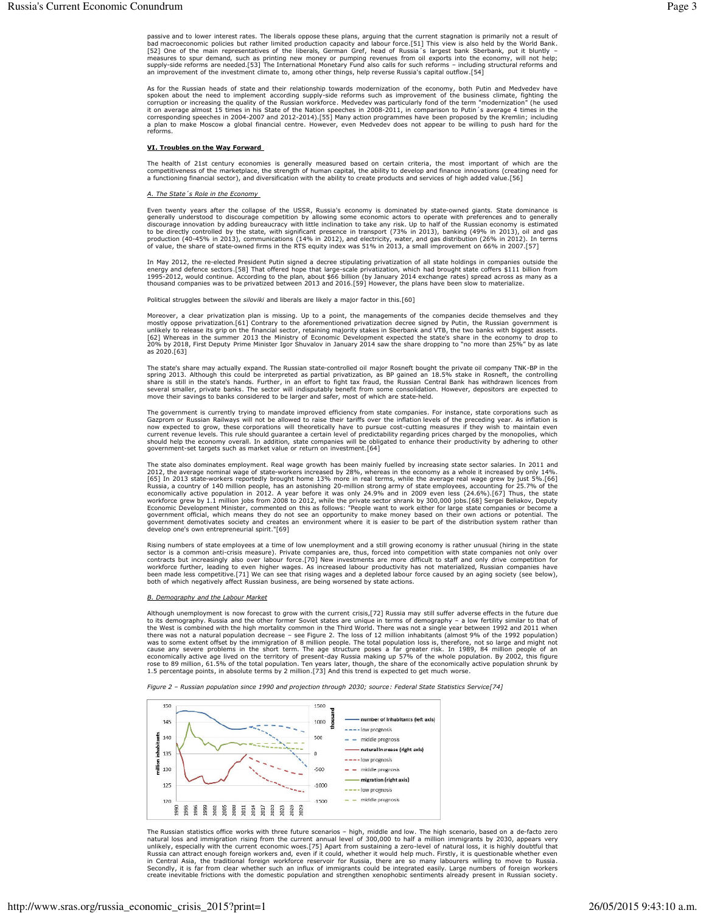passive and to lower interest rates. The liberals oppose these plans, arguing that the current stagnation is primarily not a result of bad macroeconomic policies but rather limited production capacity and labour force.[51] This view is also held by the World Bank.[52] One of the main representatives of the liberals, German Gref, head of Russia´s largest bank Sberbank, put it bluntly – measures to spur demand, such as printing new money or pumping revenues from oil exports into the economy, will not help; supply-side reforms are needed.[53] The International Monetary Fund also calls for such reforms – including structural reforms and an improvement of the investment climate to, among other things, help reverse Russia's capital outflow.[54]

As for the Russian heads of state and their relationship towards modernization of the economy, both Putin and Medvedev have spoken about the need to implement according supply-side reforms such as improvement of the business climate, fighting the corruption or increasing the quality of the Russian workforce. Medvedev was particularly fond of the term "modernization" (he used it on average almost 15 times in his State of the Nation speeches in 2008-2011, in comparison to Putin´s average 4 times in the corresponding speeches in 2004-2007 and 2012-2014).[55] Many action programmes have been proposed by the Kremlin; including a plan to make Moscow a global financial centre. However, even Medvedev does not appear to be willing to push hard for the reforms.

## VI. Troubles on the Way Forward

The health of 21st century economies is generally measured based on certain criteria, the most important of which are the competitiveness of the marketplace, the strength of human capital, the ability to develop and finance innovations (creating need for a functioning financial sector), and diversification with the ability to create products and services of high added value.[56]

### *A. The State´s Role in the Economy*

Even twenty years after the collapse of the USSR, Russia's economy is dominated by state-owned giants. State dominance is generally understood to discourage competition by allowing some economic actors to operate with preferences and to generally discourage innovation by adding bureaucracy with little inclination to take any risk. Up to half of the Russian economy is estimated to be directly controlled by the state, with significant presence in transport (73% in 2013), banking (49% in 2013), oil and gas production (40-45% in 2013), communications (14% in 2012), and electricity, water, and gas distribution (26% in 2012). In terms of value, the share of state-owned firms in the RTS equity index was 51% in 2013, a small improvement on 66% in 2007.[57]

In May 2012, the re-elected President Putin signed a decree stipulating privatization of all state holdings in companies outside the energy and defence sectors.[58] That offered hope that large-scale privatization, which had brought state coffers $111 billion from 1995-2012, would continue. According to the plan, about $66 billion (by January 2014 exchange rates) spread across as many as a thousand companies was to be privatized between 2013 and 2016.[59] However, the plans have been slow to materialize.

Political struggles between the *siloviki* and liberals are likely a major factor in this.[60]

Moreover, a clear privatization plan is missing. Up to a point, the managements of the companies decide themselves and they mostly oppose privatization.[61] Contrary to the aforementioned privatization decree signed by Putin, the Russian government is unlikely to release its grip on the financial sector, retaining majority stakes in Sberbank and VTB, the two banks with biggest assets.[62] Whereas in the summer 2013 the Ministry of Economic Development expected the state's share in the economy to drop to 20% by 2018, First Deputy Prime Minister Igor Shuvalov in January 2014 saw the share dropping to "no more than 25%" by as late as 2020.[63]

The state's share may actually expand. The Russian state-controlled oil major Rosneft bought the private oil company TNK-BP in the spring 2013. Although this could be interpreted as partial privatization, as BP gained an 18.5% stake in Rosneft, the controlling share is still in the state's hands. Further, in an effort to fight tax fraud, the Russian Central Bank has withdrawn licences from several smaller, private banks. The sector will indisputably benefit from some consolidation. However, depositors are expected to move their savings to banks considered to be larger and safer, most of which are state-held.

The government is currently trying to mandate improved efficiency from state companies. For instance, state corporations such as Gazprom or Russian Railways will not be allowed to raise their tariffs over the inflation levels of the preceding year. As inflation is now expected to grow, these corporations will theoretically have to pursue cost-cutting measures if they wish to maintain even current revenue levels. This rule should guarantee a certain level of predictability regarding prices charged by the monopolies, which should help the economy overall. In addition, state companies will be obligated to enhance their productivity by adhering to other government-set targets such as market value or return on investment.[64]

The state also dominates employment. Real wage growth has been mainly fuelled by increasing state sector salaries. In 2011 and 2012, the average nominal wage of state-workers increased by 28%, whereas in the economy as a whole it increased by only 14%.[65] In 2013 state-workers reportedly brought home 13% more in real terms, while the average real wage grew by just 5%.[66] Russia, a country of 140 million people, has an astonishing 20-million strong army of state employees, accounting for 25.7% of the economically active population in 2012. A year before it was only 24.9% and in 2009 even less (24.6%).[67] Thus, the state workforce grew by 1.1 million jobs from 2008 to 2012, while the private sector shrank by 300,000 jobs.[68] Sergei Beliakov, Deputy Economic Development Minister, commented on this as follows: "People want to work either for large state companies or become a government official, which means they do not see an opportunity to make money based on their own actions or potential. The government demotivates society and creates an environment where it is easier to be part of the distribution system rather than develop one's own entrepreneurial spirit."[69]

Rising numbers of state employees at a time of low unemployment and a still growing economy is rather unusual (hiring in the state sector is a common anti-crisis measure). Private companies are, thus, forced into competition with state companies not only over contracts but increasingly also over labour force.[70] New investments are more difficult to staff and only drive competition for workforce further, leading to even higher wages. As increased labour productivity has not materialized, Russian companies have been made less competitive.[71] We can see that rising wages and a depleted labour force caused by an aging society (see below), both of which negatively affect Russian business, are being worsened by state actions.

### *B. Demography and the Labour Market*

Although unemployment is now forecast to grow with the current crisis,[72] Russia may still suffer adverse effects in the future due to its demography. Russia and the other former Soviet states are unique in terms of demography – a low fertility similar to that of the West is combined with the high mortality common in the Third World. There was not a single year between 1992 and 2011 when there was not a natural population decrease – see Figure 2. The loss of 12 million inhabitants (almost 9% of the 1992 population) was to some extent offset by the immigration of 8 million people. The total population loss is, therefore, not so large and might not cause any severe problems in the short term. The age structure poses a far greater risk. In 1989, 84 million people of an economically active age lived on the territory of present-day Russia making up 57% of the whole population. By 2002, this figure rose to 89 million, 61.5% of the total population. Ten years later, though, the share of the economically active population shrunk by 1.5 percentage points, in absolute terms by 2 million.[73] And this trend is expected to get much worse.

*Figure 2 – Russian population since 1990 and projection through 2030; source: Federal State Statistics Service[74]*

The Russian statistics office works with three future scenarios – high, middle and low. The high scenario, based on a de-facto zero natural loss and immigration rising from the current annual level of 300,000 to half a million immigrants by 2030, appears very unlikely, especially with the current economic woes.[75] Apart from sustaining a zero-level of natural loss, it is highly doubtful that Russia can attract enough foreign workers and, even if it could, whether it would help much. Firstly, it is questionable whether even in Central Asia, the traditional foreign workforce reservoir for Russia, there are so many labourers willing to move to Russia. Secondly, it is far from clear whether such an influx of immigrants could be integrated easily. Large numbers of foreign workers create inevitable frictions with the domestic population and strengthen xenophobic sentiments already present in Russian society.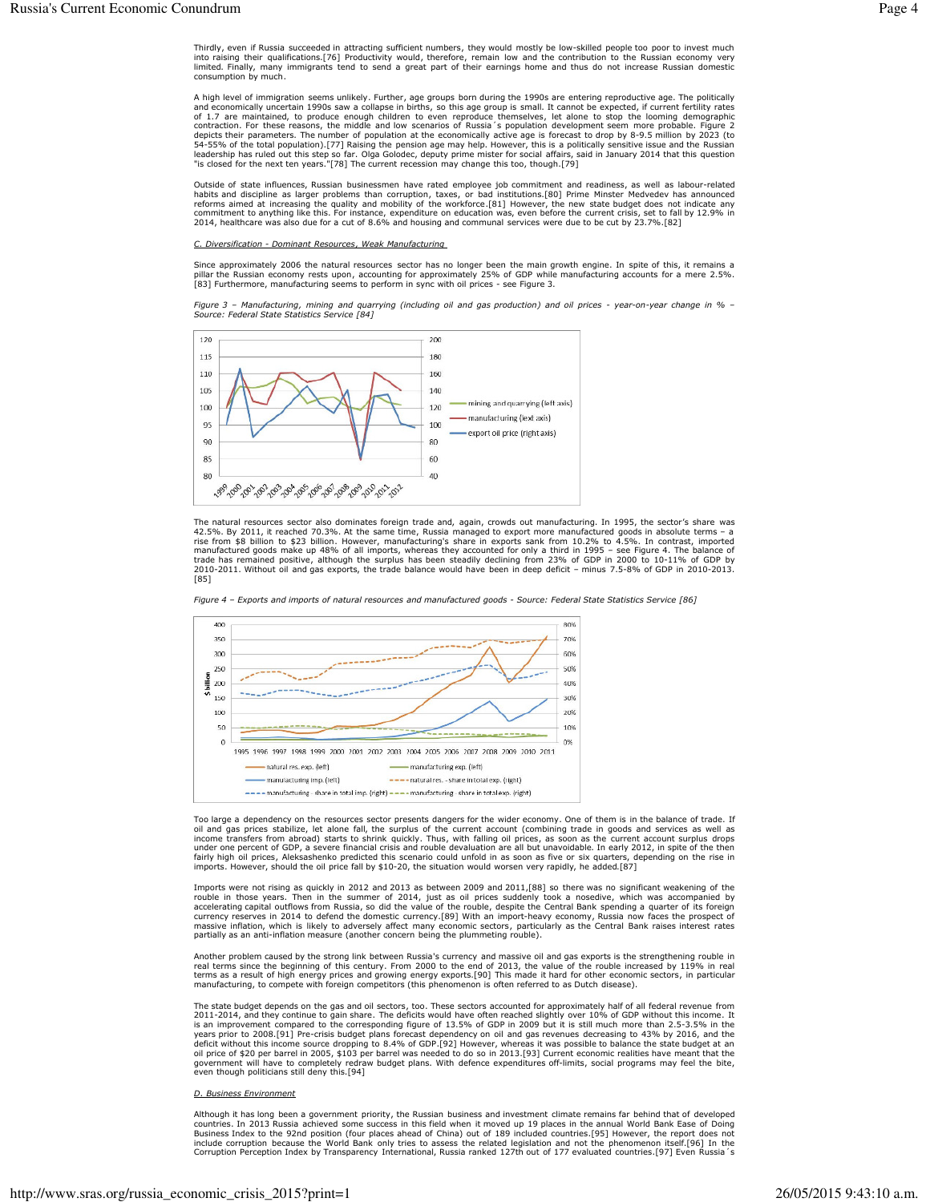Thirdly, even if Russia succeeded in attracting sufficient numbers, they would mostly be low-skilled people too poor to invest much into raising their qualifications.[76] Productivity would, therefore, remain low and the contribution to the Russian economy very limited. Finally, many immigrants tend to send a great part of their earnings home and thus do not increase Russian domestic consumption by much.

A high level of immigration seems unlikely. Further, age groups born during the 1990s are entering reproductive age. The politically and economically uncertain 1990s saw a collapse in births, so this age group is small. It cannot be expected, if current fertility rates of 1.7 are maintained, to produce enough children to even reproduce themselves, let alone to stop the looming demographic contraction. For these reasons, the middle and low scenarios of Russia´s population development seem more probable. Figure 2 depicts their parameters. The number of population at the economically active age is forecast to drop by 8-9.5 million by 2023 (to 54-55% of the total population).[77] Raising the pension age may help. However, this is a politically sensitive issue and the Russian leadership has ruled out this step so far. Olga Golodec, deputy prime minister for social affairs, said in January 2014 that this question "is closed for the next ten years."[78] The current recession may change this too, though.[79]

Outside of state influences, Russian businessmen have rated employee job commitment and readiness, as well as labour-related habits and discipline as larger problems than corruption, taxes, or bad institutions.[80] Prime Minster Medvedev has announced reforms aimed at increasing the quality and mobility of the workforce.[81] However, the new state budget does not indicate any commitment to anything like this. For instance, expenditure on education was, even before the current crisis, set to fall by 12.9% in 2014, healthcare was also due for a cut of 8.6% and housing and communal services were due to be cut by 23.7%.[82]

### *C. Diversification - Dominant Resources, Weak Manufacturing*

Since approximately 2006 the natural resources sector has no longer been the main growth engine. In spite of this, it remains a pillar the Russian economy rests upon, accounting for approximately 25% of GDP while manufacturing accounts for a mere 2.5%.[83] Furthermore, manufacturing seems to perform in sync with oil prices - see Figure 3.

*Figure 3 – Manufacturing, mining and quarrying (including oil and gas production) and oil prices - year-on-year change in % – Source: Federal State Statistics Service [84]*

The natural resources sector also dominates foreign trade and, again, crowds out manufacturing. In 1995, the sector's share was 42.5%. By 2011, it reached 70.3%. At the same time, Russia managed to export more manufactured goods in absolute terms – a rise from $8 billion to $23 billion. However, manufacturing's share in exports sank from 10.2% to 4.5%. In contrast, imported manufactured goods make up 48% of all imports, whereas they accounted for only a third in 1995 – see Figure 4. The balance of trade has remained positive, although the surplus has been steadily declining from 23% of GDP in 2000 to 10-11% of GDP by 2010-2011. Without oil and gas exports, the trade balance would have been in deep deficit – minus 7.5-8% of GDP in 2010-2013.[85]

*Figure 4 – Exports and imports of natural resources and manufactured goods - Source: Federal State Statistics Service [86]*

Too large a dependency on the resources sector presents dangers for the wider economy. One of them is in the balance of trade. If oil and gas prices stabilize, let alone fall, the surplus of the current account (combining trade in goods and services as well as income transfers from abroad) starts to shrink quickly. Thus, with falling oil prices, as soon as the current account surplus drops under one percent of GDP, a severe financial crisis and rouble devaluation are all but unavoidable. In early 2012, in spite of the then fairly high oil prices, Aleksashenko predicted this scenario could unfold in as soon as five or six quarters, depending on the rise in imports. However, should the oil price fall by $10-20, the situation would worsen very rapidly, he added.[87]

Imports were not rising as quickly in 2012 and 2013 as between 2009 and 2011,[88] so there was no significant weakening of the rouble in those years. Then in the summer of 2014, just as oil prices suddenly took a nosedive, which was accompanied by accelerating capital outflows from Russia, so did the value of the rouble, despite the Central Bank spending a quarter of its foreign currency reserves in 2014 to defend the domestic currency.[89] With an import-heavy economy, Russia now faces the prospect of massive inflation, which is likely to adversely affect many economic sectors, particularly as the Central Bank raises interest rates partially as an anti-inflation measure (another concern being the plummeting rouble).

Another problem caused by the strong link between Russia's currency and massive oil and gas exports is the strengthening rouble in real terms since the beginning of this century. From 2000 to the end of 2013, the value of the rouble increased by 119% in real terms as a result of high energy prices and growing energy exports.[90] This made it hard for other economic sectors, in particular manufacturing, to compete with foreign competitors (this phenomenon is often referred to as Dutch disease).

The state budget depends on the gas and oil sectors, too. These sectors accounted for approximately half of all federal revenue from 2011-2014, and they continue to gain share. The deficits would have often reached slightly over 10% of GDP without this income. It is an improvement compared to the corresponding figure of 13.5% of GDP in 2009 but it is still much more than 2.5-3.5% in the years prior to 2008.[91] Pre-crisis budget plans forecast dependency on oil and gas revenues decreasing to 43% by 2016, and the deficit without this income source dropping to 8.4% of GDP.[92] However, whereas it was possible to balance the state budget at an oil price of $20 per barrel in 2005, $103 per barrel was needed to do so in 2013.[93] Current economic realities have meant that the government will have to completely redraw budget plans. With defence expenditures off-limits, social programs may feel the bite, even though politicians still deny this.[94]

### *D. Business Environment*

Although it has long been a government priority, the Russian business and investment climate remains far behind that of developed countries. In 2013 Russia achieved some success in this field when it moved up 19 places in the annual World Bank Ease of Doing Business Index to the 92nd position (four places ahead of China) out of 189 included countries.[95] However, the report does not include corruption because the World Bank only tries to assess the related legislation and not the phenomenon itself.[96] In the Corruption Perception Index by Transparency International, Russia ranked 127th out of 177 evaluated countries.[97] Even Russia´s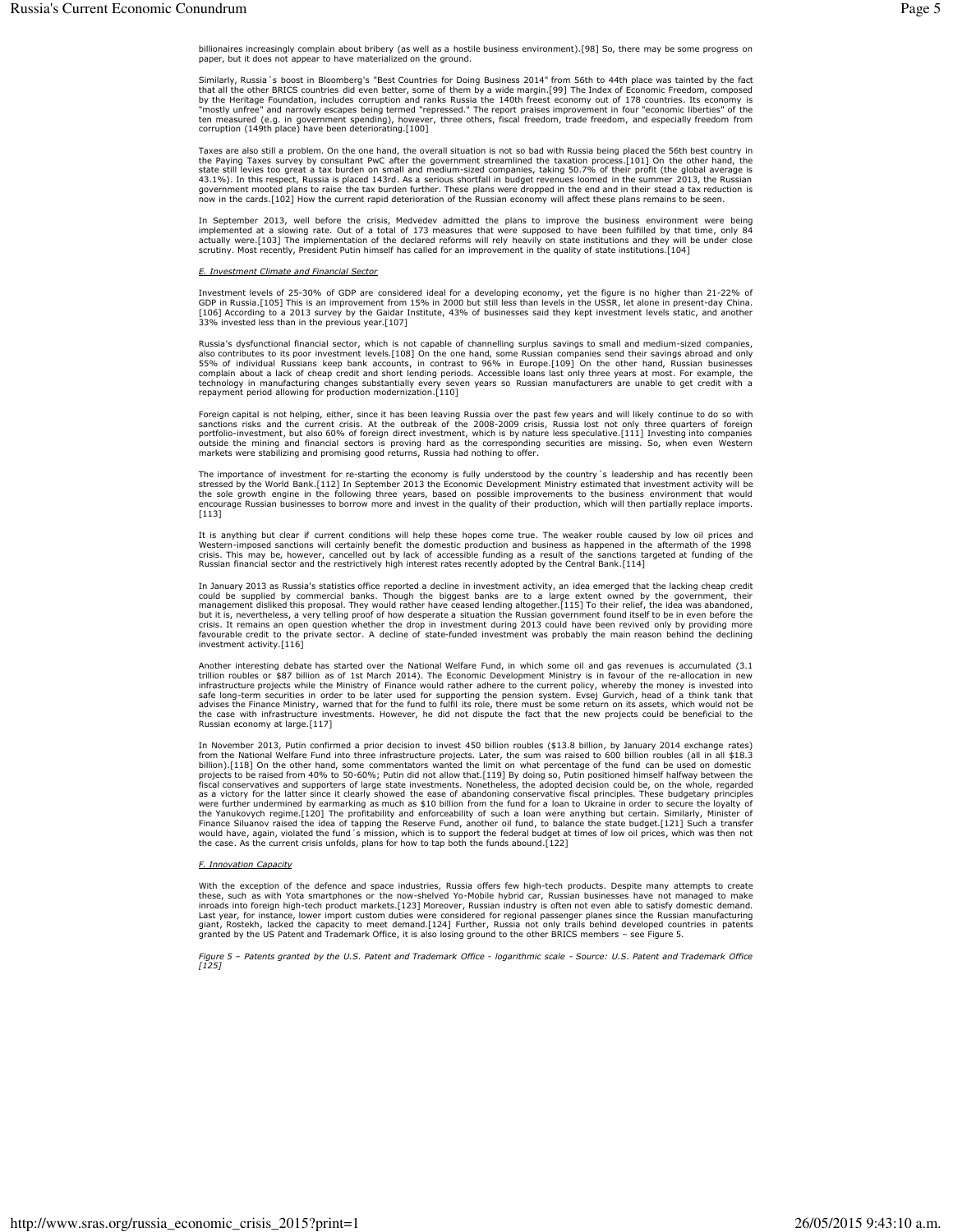billionaires increasingly complain about bribery (as well as a hostile business environment).[98] So, there may be some progress on paper, but it does not appear to have materialized on the ground.

Similarly, Russia´s boost in Bloomberg's "Best Countries for Doing Business 2014" from 56th to 44th place was tainted by the fact that all the other BRICS countries did even better, some of them by a wide margin.[99] The Index of Economic Freedom, composed by the Heritage Foundation, includes corruption and ranks Russia the 140th freest economy out of 178 countries. Its economy is "mostly unfree" and narrowly escapes being termed "repressed." The report praises improvement in four "economic liberties" of the ten measured (e.g. in government spending), however, three others, fiscal freedom, trade freedom, and especially freedom from corruption (149th place) have been deteriorating.[100]

Taxes are also still a problem. On the one hand, the overall situation is not so bad with Russia being placed the 56th best country in the Paying Taxes survey by consultant PwC after the government streamlined the taxation process.[101] On the other hand, the state still levies too great a tax burden on small and medium-sized companies, taking 50.7% of their profit (the global average is 43.1%). In this respect, Russia is placed 143rd. As a serious shortfall in budget revenues loomed in the summer 2013, the Russian government mooted plans to raise the tax burden further. These plans were dropped in the end and in their stead a tax reduction is now in the cards.[102] How the current rapid deterioration of the Russian economy will affect these plans remains to be seen.

In September 2013, well before the crisis, Medvedev admitted the plans to improve the business environment were being implemented at a slowing rate. Out of a total of 173 measures that were supposed to have been fulfilled by that time, only 84 actually were.[103] The implementation of the declared reforms will rely heavily on state institutions and they will be under close scrutiny. Most recently, President Putin himself has called for an improvement in the quality of state institutions.[104]

*E. Investment Climate and Financial Sector*

Investment levels of 25-30% of GDP are considered ideal for a developing economy, yet the figure is no higher than 21-22% of GDP in Russia.[105] This is an improvement from 15% in 2000 but still less than levels in the USSR, let alone in present-day China.[106] According to a 2013 survey by the Gaidar Institute, 43% of businesses said they kept investment levels static, and another 33% invested less than in the previous year.[107]

Russia's dysfunctional financial sector, which is not capable of channelling surplus savings to small and medium-sized companies, also contributes to its poor investment levels.[108] On the one hand, some Russian companies send their savings abroad and only 55% of individual Russians keep bank accounts, in contrast to 96% in Europe.[109] On the other hand, Russian businesses complain about a lack of cheap credit and short lending periods. Accessible loans last only three years at most. For example, the technology in manufacturing changes substantially every seven years so Russian manufacturers are unable to get credit with a repayment period allowing for production modernization.[110]

Foreign capital is not helping, either, since it has been leaving Russia over the past few years and will likely continue to do so with sanctions risks and the current crisis. At the outbreak of the 2008-2009 crisis, Russia lost not only three quarters of foreign portfolio-investment, but also 60% of foreign direct investment, which is by nature less speculative.[111] Investing into companies outside the mining and financial sectors is proving hard as the corresponding securities are missing. So, when even Western markets were stabilizing and promising good returns, Russia had nothing to offer.

The importance of investment for re-starting the economy is fully understood by the country´s leadership and has recently been stressed by the World Bank.[112] In September 2013 the Economic Development Ministry estimated that investment activity will be the sole growth engine in the following three years, based on possible improvements to the business environment that would encourage Russian businesses to borrow more and invest in the quality of their production, which will then partially replace imports.[113]

It is anything but clear if current conditions will help these hopes come true. The weaker rouble caused by low oil prices and Western-imposed sanctions will certainly benefit the domestic production and business as happened in the aftermath of the 1998 crisis. This may be, however, cancelled out by lack of accessible funding as a result of the sanctions targeted at funding of the Russian financial sector and the restrictively high interest rates recently adopted by the Central Bank.[114]

In January 2013 as Russia's statistics office reported a decline in investment activity, an idea emerged that the lacking cheap credit could be supplied by commercial banks. Though the biggest banks are to a large extent owned by the government, their management disliked this proposal. They would rather have ceased lending altogether.[115] To their relief, the idea was abandoned, but it is, nevertheless, a very telling proof of how desperate a situation the Russian government found itself to be in even before the crisis. It remains an open question whether the drop in investment during 2013 could have been revived only by providing more favourable credit to the private sector. A decline of state-funded investment was probably the main reason behind the declining investment activity.[116]

Another interesting debate has started over the National Welfare Fund, in which some oil and gas revenues is accumulated (3.1 trillion roubles or $87 billion as of 1st March 2014). The Economic Development Ministry is in favour of the re-allocation in new infrastructure projects while the Ministry of Finance would rather adhere to the current policy, whereby the money is invested into safe long-term securities in order to be later used for supporting the pension system. Evsej Gurvich, head of a think tank that advises the Finance Ministry, warned that for the fund to fulfil its role, there must be some return on its assets, which would not be the case with infrastructure investments. However, he did not dispute the fact that the new projects could be beneficial to the Russian economy at large.[117]

In November 2013, Putin confirmed a prior decision to invest 450 billion roubles ($13.8 billion, by January 2014 exchange rates) from the National Welfare Fund into three infrastructure projects. Later, the sum was raised to 600 billion roubles (all in all $18.3 billion).[118] On the other hand, some commentators wanted the limit on what percentage of the fund can be used on domestic projects to be raised from 40% to 50-60%; Putin did not allow that.[119] By doing so, Putin positioned himself halfway between the fiscal conservatives and supporters of large state investments. Nonetheless, the adopted decision could be, on the whole, regarded as a victory for the latter since it clearly showed the ease of abandoning conservative fiscal principles. These budgetary principles were further undermined by earmarking as much as $10 billion from the fund for a loan to Ukraine in order to secure the loyalty of the Yanukovych regime.[120] The profitability and enforceability of such a loan were anything but certain. Similarly, Minister of Finance Siluanov raised the idea of tapping the Reserve Fund, another oil fund, to balance the state budget.[121] Such a transfer would have, again, violated the fund´s mission, which is to support the federal budget at times of low oil prices, which was then not the case. As the current crisis unfolds, plans for how to tap both the funds abound.[122]

*F. Innovation Capacity*

With the exception of the defence and space industries, Russia offers few high-tech products. Despite many attempts to create these, such as with Yota smartphones or the now-shelved Yo-Mobile hybrid car, Russian businesses have not managed to make inroads into foreign high-tech product markets.[123] Moreover, Russian industry is often not even able to satisfy domestic demand. Last year, for instance, lower import custom duties were considered for regional passenger planes since the Russian manufacturing giant, Rostekh, lacked the capacity to meet demand.[124] Further, Russia not only trails behind developed countries in patents granted by the US Patent and Trademark Office, it is also losing ground to the other BRICS members – see Figure 5.

*Figure 5 – Patents granted by the U.S. Patent and Trademark Office - logarithmic scale - Source: U.S. Patent and Trademark Office [125]*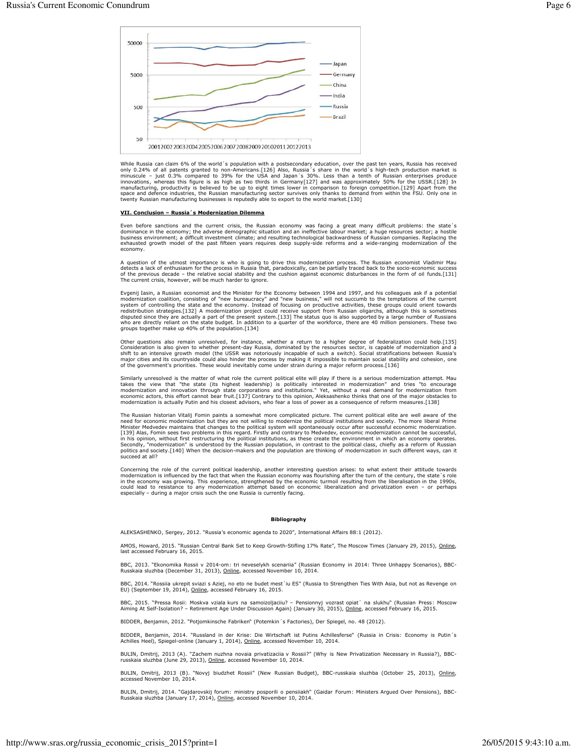While Russia can claim 6% of the world´s population with a postsecondary education, over the past ten years, Russia has received only 0.24% of all patents granted to non-Americans.[126] Also, Russia´s share in the world´s high-tech production market is minuscule – just 0.3% compared to 39% for the USA and Japan´s 30%. Less than a tenth of Russian enterprises produce innovations, whereas this figure is as high as two thirds in Germany[127] and was approximately 50% for the USSR.[128] In manufacturing, productivity is believed to be up to eight times lower in comparison to foreign competition.[129] Apart from the space and defence industries, the Russian manufacturing sector survives only thanks to demand from within the FSU. Only one in twenty Russian manufacturing businesses is reputedly able to export to the world market.[130]

## VII. Conclusion – Russia´s Modernization Dilemma

Even before sanctions and the current crisis, the Russian economy was facing a great many difficult problems: the state´s dominance in the economy; the adverse demographic situation and an ineffective labour market; a huge resources sector; a hostile business environment; a difficult investment climate; and resulting technological backwardness of Russian companies. Replacing the exhausted growth model of the past fifteen years requires deep supply-side reforms and a wide-ranging modernization of the economy.

A question of the utmost importance is who is going to drive this modernization process. The Russian economist Vladimir Mau detects a lack of enthusiasm for the process in Russia that, paradoxically, can be partially traced back to the socio-economic success of the previous decade – the relative social stability and the cushion against economic disturbances in the form of oil funds.[131] The current crisis, however, will be much harder to ignore.

Evgenij Iasin, a Russian economist and the Minister for the Economy between 1994 and 1997, and his colleagues ask if a potential modernization coalition, consisting of "new bureaucracy" and "new business," will not succumb to the temptations of the current system of controlling the state and the economy. Instead of focusing on productive activities, these groups could orient towards redistribution strategies.[132] A modernization project could receive support from Russian oligarchs, although this is sometimes disputed since they are actually a part of the present system.[133] The status quo is also supported by a large number of Russians who are directly reliant on the state budget. In addition to a quarter of the workforce, there are 40 million pensioners. These two groups together make up 40% of the population.[134]

Other questions also remain unresolved, for instance, whether a return to a higher degree of federalization could help.[135] Consideration is also given to whether present-day Russia, dominated by the resources sector, is capable of modernization and a shift to an intensive growth model (the USSR was notoriously incapable of such a switch). Social stratifications between Russia's major cities and its countryside could also hinder the process by making it impossible to maintain social stability and cohesion, one of the government's priorities. These would inevitably come under strain during a major reform process.[136]

Similarly unresolved is the matter of what role the current political elite will play if there is a serious modernization attempt. Mau takes the view that "the state (its highest leadership) is politically interested in modernization" and tries "to encourage modernization and innovation through state corporations and institutions." Yet, without a real demand for modernization from economic actors, this effort cannot bear fruit.[137] Contrary to this opinion, Aleksashenko thinks that one of the major obstacles to modernization is actually Putin and his closest advisors, who fear a loss of power as a consequence of reform measures.[138]

The Russian historian Vitalij Fomin paints a somewhat more complicated picture. The current political elite are well aware of the need for economic modernization but they are not willing to modernize the political institutions and society. The more liberal Prime Minister Medvedev maintains that changes to the political system will spontaneously occur after successful economic modernization.[139] Alas, Fomin sees two problems in this regard. Firstly and contrary to Medvedev, economic modernization cannot be successful, in his opinion, without first restructuring the political institutions, as these create the environment in which an economy operates. Secondly, "modernization" is understood by the Russian population, in contrast to the political class, chiefly as a reform of Russian politics and society.[140] When the decision-makers and the population are thinking of modernization in such different ways, can it succeed at all?

Concerning the role of the current political leadership, another interesting question arises: to what extent their attitude towards modernization is influenced by the fact that when the Russian economy was flourishing after the turn of the century, the state´s role in the economy was growing. This experience, strengthened by the economic turmoil resulting from the liberalisation in the 1990s, could lead to resistance to any modernization attempt based on economic liberalization and privatization even – or perhaps especially – during a major crisis such the one Russia is currently facing.

### Bibliography

ALEKSASHENKO, Sergey, 2012. "Russia's economic agenda to 2020", International Affairs 88:1 (2012).

AMOS, Howard, 2015. "Russian Central Bank Set to Keep Growth-Stifling 17% Rate", The Moscow Times (January 29, 2015), Online, last accessed February 16, 2015.

BBC, 2013. "Ekonomika Rossii v 2014-om: tri neveselykh scenariia" (Russian Economy in 2014: Three Unhappy Scenarios), BBC-Russkaia sluzhba (December 31, 2013), Online, accessed November 10, 2014.

BBC, 2014. "Rossiia ukrepit sviazi s Aziej, no eto ne budet mest´iu ES" (Russia to Strengthen Ties With Asia, but not as Revenge on EU) (September 19, 2014), Online, accessed February 16, 2015.

BBC, 2015. "Pressa Rosii: Moskva vziala kurs na samoizoljaciiu? – Pensionnyj vozrast opiat´ na slukhu" (Russian Press: Moscow Aiming At Self-Isolation? – Retirement Age Under Discussion Again) (January 30, 2015), Online, accessed February 16, 2015.

BIDDER, Benjamin, 2012. "Potjomkinsche Fabriken" (Potemkin´s Factories), Der Spiegel, no. 48 (2012).

BIDDER, Benjamin, 2014. "Russland in der Krise: Die Wirtschaft ist Putins Achillesferse" (Russia in Crisis: Economy is Putin´s Achilles Heel), Spiegel-online (January 1, 2014), Online, accessed November 10, 2014.

BULIN, Dmitrij, 2013 (A). "Zachem nuzhna novaia privatizaciia v Rossii?" (Why is New Privatization Necessary in Russia?), BBC-russkaia sluzhba (June 29, 2013), Online, accessed November 10, 2014.

BULIN, Dmitrij, 2013 (B). "Novyj biudzhet Rossii" (New Russian Budget), BBC-russkaia sluzhba (October 25, 2013), Online, accessed November 10, 2014.

BULIN, Dmitrij, 2014. "Gajdarovskij forum: ministry posporili o pensiiakh" (Gaidar Forum: Ministers Argued Over Pensions), BBC-Russkaia sluzhba (January 17, 2014), Online, accessed November 10, 2014.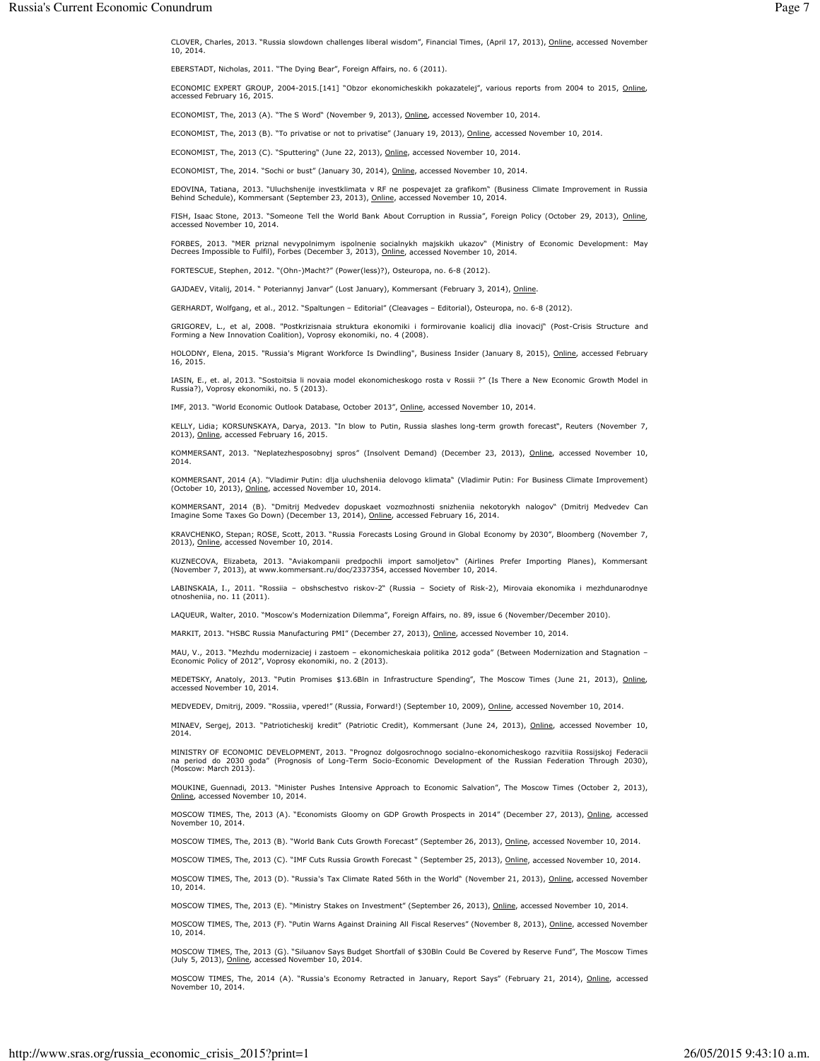CLOVER, Charles, 2013. "Russia slowdown challenges liberal wisdom", Financial Times, (April 17, 2013), Online, accessed November 10, 2014.

EBERSTADT, Nicholas, 2011. "The Dying Bear", Foreign Affairs, no. 6 (2011).

ECONOMIC EXPERT GROUP, 2004-2015.[141] "Obzor ekonomicheskikh pokazatelej", various reports from 2004 to 2015, Online, accessed February 16, 2015.

ECONOMIST, The, 2013 (A). "The S Word" (November 9, 2013), Online, accessed November 10, 2014.

ECONOMIST, The, 2013 (B). "To privatise or not to privatise" (January 19, 2013), Online, accessed November 10, 2014.

ECONOMIST, The, 2013 (C). "Sputtering" (June 22, 2013), Online, accessed November 10, 2014.

ECONOMIST, The, 2014. "Sochi or bust" (January 30, 2014), Online, accessed November 10, 2014.

EDOVINA, Tatiana, 2013. "Uluchshenije investklimata v RF ne pospevajet za grafikom" (Business Climate Improvement in Russia Behind Schedule), Kommersant (September 23, 2013), Online, accessed November 10, 2014.

FISH, Isaac Stone, 2013. "Someone Tell the World Bank About Corruption in Russia", Foreign Policy (October 29, 2013), Online, accessed November 10, 2014.

FORBES, 2013. "MER priznal nevypolnimym ispolnenie socialnykh majskikh ukazov" (Ministry of Economic Development: May Decrees Impossible to Fulfil), Forbes (December 3, 2013), Online, accessed November 10, 2014.

FORTESCUE, Stephen, 2012. "(Ohn-)Macht?" (Power(less)?), Osteuropa, no. 6-8 (2012).

GAJDAEV, Vitalij, 2014. " Poteriannyj Janvar" (Lost January), Kommersant (February 3, 2014), Online.

GERHARDT, Wolfgang, et al., 2012. "Spaltungen – Editorial" (Cleavages – Editorial), Osteuropa, no. 6-8 (2012).

GRIGOREV, L., et al, 2008. "Postkrizisnaia struktura ekonomiki i formirovanie koalicij dlia inovacij" (Post-Crisis Structure and Forming a New Innovation Coalition), Voprosy ekonomiki, no. 4 (2008).

HOLODNY, Elena, 2015. "Russia's Migrant Workforce Is Dwindling", Business Insider (January 8, 2015), Online, accessed February 16, 2015.

IASIN, E., et. al, 2013. "Sostoitsia li novaia model ekonomicheskogo rosta v Rossii ?" (Is There a New Economic Growth Model in Russia?), Voprosy ekonomiki, no. 5 (2013).

IMF, 2013. "World Economic Outlook Database, October 2013", Online, accessed November 10, 2014.

KELLY, Lidia; KORSUNSKAYA, Darya, 2013. "In blow to Putin, Russia slashes long-term growth forecast", Reuters (November 7, 2013), Online, accessed February 16, 2015.

KOMMERSANT, 2013. "Neplatezhesposobnyj spros" (Insolvent Demand) (December 23, 2013), Online, accessed November 10, 2014.

KOMMERSANT, 2014 (A). "Vladimir Putin: dlja uluchsheniia delovogo klimata" (Vladimir Putin: For Business Climate Improvement) (October 10, 2013), Online, accessed November 10, 2014.

KOMMERSANT, 2014 (B). "Dmitrij Medvedev dopuskaet vozmozhnosti snizheniia nekotorykh nalogov" (Dmitrij Medvedev Can Imagine Some Taxes Go Down) (December 13, 2014), Online, accessed February 16, 2014.

KRAVCHENKO, Stepan; ROSE, Scott, 2013. "Russia Forecasts Losing Ground in Global Economy by 2030", Bloomberg (November 7, 2013), Online, accessed November 10, 2014.

KUZNECOVA, Elizabeta, 2013. "Aviakompanii predpochli import samoljetov" (Airlines Prefer Importing Planes), Kommersant (November 7, 2013), at www.kommersant.ru/doc/2337354, accessed November 10, 2014.

LABINSKAIA, I., 2011. "Rossiia – obshschestvo riskov-2" (Russia – Society of Risk-2), Mirovaia ekonomika i mezhdunarodnye otnosheniia, no. 11 (2011).

LAQUEUR, Walter, 2010. "Moscow's Modernization Dilemma", Foreign Affairs, no. 89, issue 6 (November/December 2010).

MARKIT, 2013. "HSBC Russia Manufacturing PMI" (December 27, 2013), Online, accessed November 10, 2014.

MAU, V., 2013. "Mezhdu modernizaciej i zastoem – ekonomicheskaia politika 2012 goda" (Between Modernization and Stagnation – Economic Policy of 2012", Voprosy ekonomiki, no. 2 (2013).

MEDETSKY, Anatoly, 2013. "Putin Promises $13.6Bln in Infrastructure Spending", The Moscow Times (June 21, 2013), Online, accessed November 10, 2014.

MEDVEDEV, Dmitrij, 2009. "Rossiia, vpered!" (Russia, Forward!) (September 10, 2009), Online, accessed November 10, 2014.

MINAEV, Sergej, 2013. "Patrioticheskij kredit" (Patriotic Credit), Kommersant (June 24, 2013), Online, accessed November 10, 2014.

MINISTRY OF ECONOMIC DEVELOPMENT, 2013. "Prognoz dolgosrochnogo socialno-ekonomicheskogo razvitiia Rossijskoj Federacii na period do 2030 goda" (Prognosis of Long-Term Socio-Economic Development of the Russian Federation Through 2030), (Moscow: March 2013).

MOUKINE, Guennadi, 2013. "Minister Pushes Intensive Approach to Economic Salvation", The Moscow Times (October 2, 2013), Online, accessed November 10, 2014.

MOSCOW TIMES, The, 2013 (A). "Economists Gloomy on GDP Growth Prospects in 2014" (December 27, 2013), Online, accessed November 10, 2014.

MOSCOW TIMES, The, 2013 (B). "World Bank Cuts Growth Forecast" (September 26, 2013), Online, accessed November 10, 2014.

MOSCOW TIMES, The, 2013 (C). "IMF Cuts Russia Growth Forecast " (September 25, 2013), Online, accessed November 10, 2014.

MOSCOW TIMES, The, 2013 (D). "Russia's Tax Climate Rated 56th in the World" (November 21, 2013), Online, accessed November 10, 2014.

MOSCOW TIMES, The, 2013 (E). "Ministry Stakes on Investment" (September 26, 2013), Online, accessed November 10, 2014.

MOSCOW TIMES, The, 2013 (F). "Putin Warns Against Draining All Fiscal Reserves" (November 8, 2013), Online, accessed November 10, 2014.

MOSCOW TIMES, The, 2013 (G). "Siluanov Says Budget Shortfall of $30Bln Could Be Covered by Reserve Fund", The Moscow Times (July 5, 2013), Online, accessed November 10, 2014.

MOSCOW TIMES, The, 2014 (A). "Russia's Economy Retracted in January, Report Says" (February 21, 2014), Online, accessed November 10, 2014.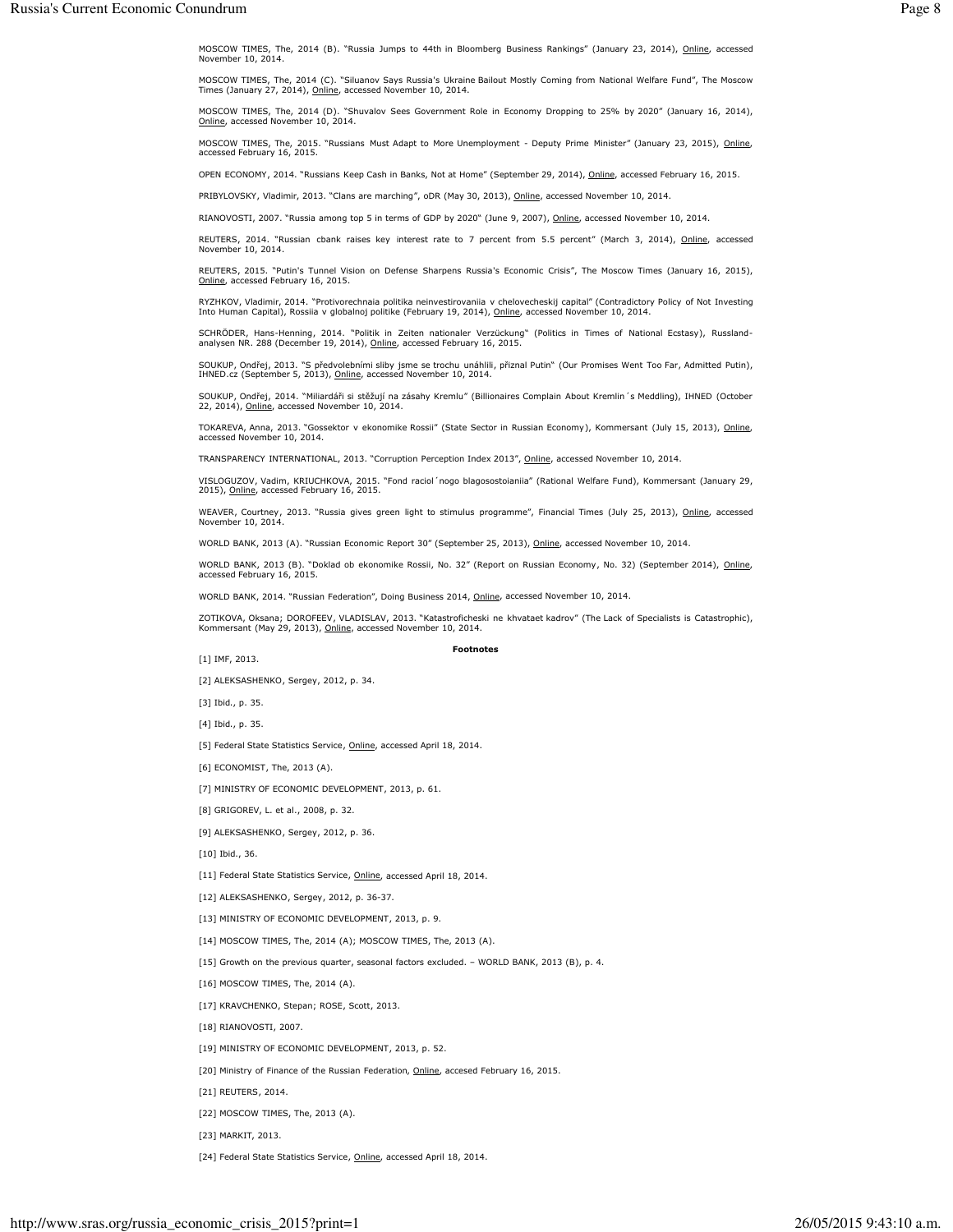MOSCOW TIMES, The, 2014 (B). "Russia Jumps to 44th in Bloomberg Business Rankings" (January 23, 2014), Online, accessed November 10, 2014.

MOSCOW TIMES, The, 2014 (C). "Siluanov Says Russia's Ukraine Bailout Mostly Coming from National Welfare Fund", The Moscow Times (January 27, 2014), Online, accessed November 10, 2014.

MOSCOW TIMES, The, 2014 (D). "Shuvalov Sees Government Role in Economy Dropping to 25% by 2020" (January 16, 2014), Online, accessed November 10, 2014.

MOSCOW TIMES, The, 2015. "Russians Must Adapt to More Unemployment - Deputy Prime Minister" (January 23, 2015), Online, accessed February 16, 2015.

OPEN ECONOMY, 2014. "Russians Keep Cash in Banks, Not at Home" (September 29, 2014), Online, accessed February 16, 2015.

PRIBYLOVSKY, Vladimir, 2013. "Clans are marching", oDR (May 30, 2013), Online, accessed November 10, 2014.

RIANOVOSTI, 2007. "Russia among top 5 in terms of GDP by 2020" (June 9, 2007), Online, accessed November 10, 2014.

REUTERS, 2014. "Russian cbank raises key interest rate to 7 percent from 5.5 percent" (March 3, 2014), Online, accessed November 10, 2014.

REUTERS, 2015. "Putin's Tunnel Vision on Defense Sharpens Russia's Economic Crisis", The Moscow Times (January 16, 2015), Online, accessed February 16, 2015.

RYZHKOV, Vladimir, 2014. "Protivorechnaia politika neinvestirovaniia v chelovecheskij capital" (Contradictory Policy of Not Investing Into Human Capital), Rossiia v globalnoj politike (February 19, 2014), Online, accessed November 10, 2014.

SCHRÖDER, Hans-Henning, 2014. "Politik in Zeiten nationaler Verzückung" (Politics in Times of National Ecstasy), Russland-analysen NR. 288 (December 19, 2014), Online, accessed February 16, 2015.

SOUKUP, Ondřej, 2013. "S předvolebními sliby jsme se trochu unáhlili, přiznal Putin" (Our Promises Went Too Far, Admitted Putin), IHNED.cz (September 5, 2013), Online, accessed November 10, 2014.

SOUKUP, Ondřej, 2014. "Miliardáři si stěžují na zásahy Kremlu" (Billionaires Complain About Kremlin´s Meddling), IHNED (October 22, 2014), Online, accessed November 10, 2014.

TOKAREVA, Anna, 2013. "Gossektor v ekonomike Rossii" (State Sector in Russian Economy), Kommersant (July 15, 2013), Online, accessed November 10, 2014.

TRANSPARENCY INTERNATIONAL, 2013. "Corruption Perception Index 2013", Online, accessed November 10, 2014.

VISLOGUZOV, Vadim, KRIUCHKOVA, 2015. "Fond raciol´nogo blagosostoianiia" (Rational Welfare Fund), Kommersant (January 29, 2015), Online, accessed February 16, 2015.

WEAVER, Courtney, 2013. "Russia gives green light to stimulus programme", Financial Times (July 25, 2013), Online, accessed November 10, 2014.

WORLD BANK, 2013 (A). "Russian Economic Report 30" (September 25, 2013), Online, accessed November 10, 2014.

WORLD BANK, 2013 (B). "Doklad ob ekonomike Rossii, No. 32" (Report on Russian Economy, No. 32) (September 2014), Online, accessed February 16, 2015.

WORLD BANK, 2014. "Russian Federation", Doing Business 2014, Online, accessed November 10, 2014.

ZOTIKOVA, Oksana; DOROFEEV, VLADISLAV, 2013. "Katastroficheski ne khvataet kadrov" (The Lack of Specialists is Catastrophic), Kommersant (May 29, 2013), Online, accessed November 10, 2014.

**Footnotes**

[1] IMF, 2013.

[2] ALEKSASHENKO, Sergey, 2012, p. 34.

[3] Ibid., p. 35.

[4] Ibid., p. 35.

[5] Federal State Statistics Service, Online, accessed April 18, 2014.

[6] ECONOMIST, The, 2013 (A).

[7] MINISTRY OF ECONOMIC DEVELOPMENT, 2013, p. 61.

[8] GRIGOREV, L. et al., 2008, p. 32.

[9] ALEKSASHENKO, Sergey, 2012, p. 36.

[10] Ibid., 36.

[11] Federal State Statistics Service, Online, accessed April 18, 2014.

[12] ALEKSASHENKO, Sergey, 2012, p. 36-37.

[13] MINISTRY OF ECONOMIC DEVELOPMENT, 2013, p. 9.

[14] MOSCOW TIMES, The, 2014 (A); MOSCOW TIMES, The, 2013 (A).

[15] Growth on the previous quarter, seasonal factors excluded. – WORLD BANK, 2013 (B), p. 4.

[16] MOSCOW TIMES, The, 2014 (A).

[17] KRAVCHENKO, Stepan; ROSE, Scott, 2013.

[18] RIANOVOSTI, 2007.

[19] MINISTRY OF ECONOMIC DEVELOPMENT, 2013, p. 52.

[20] Ministry of Finance of the Russian Federation, Online, accesed February 16, 2015.

[21] REUTERS, 2014.

[22] MOSCOW TIMES, The, 2013 (A).

[23] MARKIT, 2013.

[24] Federal State Statistics Service, Online, accessed April 18, 2014.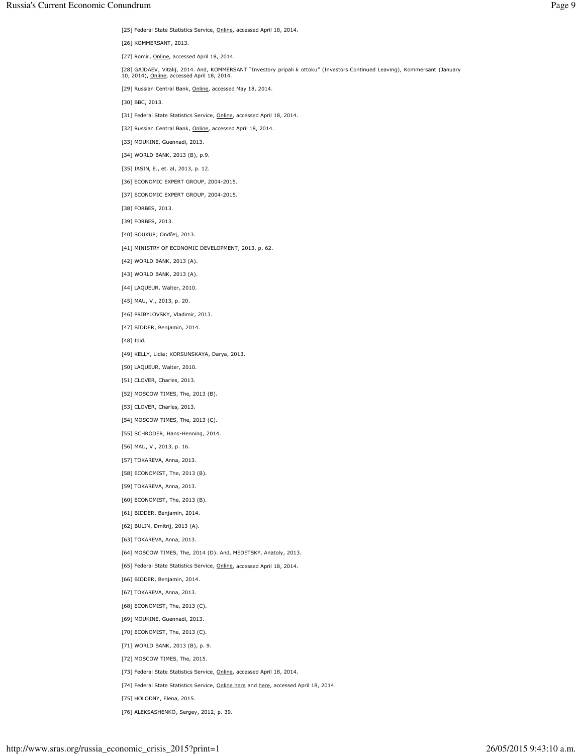[25] Federal State Statistics Service, Online, accessed April 18, 2014.

[26] KOMMERSANT, 2013.

[27] Romir, Online, accessed April 18, 2014.

[28] GAJDAEV, Vitalij, 2014. And, KOMMERSANT "Investory pripali k ottoku" (Investors Continued Leaving), Kommersant (January 10, 2014), Online, accessed April 18, 2014.

[29] Russian Central Bank, Online, accessed May 18, 2014.

[30] BBC, 2013.

[31] Federal State Statistics Service, Online, accessed April 18, 2014.

[32] Russian Central Bank, Online, accessed April 18, 2014.

[33] MOUKINE, Guennadi, 2013.

[34] WORLD BANK, 2013 (B), p.9.

[35] IASIN, E., et. al, 2013, p. 12.

[36] ECONOMIC EXPERT GROUP, 2004-2015.

[37] ECONOMIC EXPERT GROUP, 2004-2015.

[38] FORBES, 2013.

[39] FORBES, 2013.

[40] SOUKUP; Ondřej, 2013.

[41] MINISTRY OF ECONOMIC DEVELOPMENT, 2013, p. 62.

[42] WORLD BANK, 2013 (A).

[43] WORLD BANK, 2013 (A).

[44] LAQUEUR, Walter, 2010.

[45] MAU, V., 2013, p. 20.

[46] PRIBYLOVSKY, Vladimir, 2013.

[47] BIDDER, Benjamin, 2014.

[48] Ibid.

[49] KELLY, Lidia; KORSUNSKAYA, Darya, 2013.

[50] LAQUEUR, Walter, 2010.

[51] CLOVER, Charles, 2013.

[52] MOSCOW TIMES, The, 2013 (B).

[53] CLOVER, Charles, 2013.

[54] MOSCOW TIMES, The, 2013 (C).

[55] SCHRÖDER, Hans-Henning, 2014.

[56] MAU, V., 2013, p. 16.

[57] TOKAREVA, Anna, 2013.

[58] ECONOMIST, The, 2013 (B).

[59] TOKAREVA, Anna, 2013.

[60] ECONOMIST, The, 2013 (B).

[61] BIDDER, Benjamin, 2014.

[62] BULIN, Dmitrij, 2013 (A).

[63] TOKAREVA, Anna, 2013.

[64] MOSCOW TIMES, The, 2014 (D). And, MEDETSKY, Anatoly, 2013.

[65] Federal State Statistics Service, Online, accessed April 18, 2014.

[66] BIDDER, Benjamin, 2014.

[67] TOKAREVA, Anna, 2013.

[68] ECONOMIST, The, 2013 (C).

[69] MOUKINE, Guennadi, 2013.

[70] ECONOMIST, The, 2013 (C).

[71] WORLD BANK, 2013 (B), p. 9.

[72] MOSCOW TIMES, The, 2015.

[73] Federal State Statistics Service, Online, accessed April 18, 2014.

[74] Federal State Statistics Service, Online here and here, accessed April 18, 2014.

[75] HOLODNY, Elena, 2015.

[76] ALEKSASHENKO, Sergey, 2012, p. 39.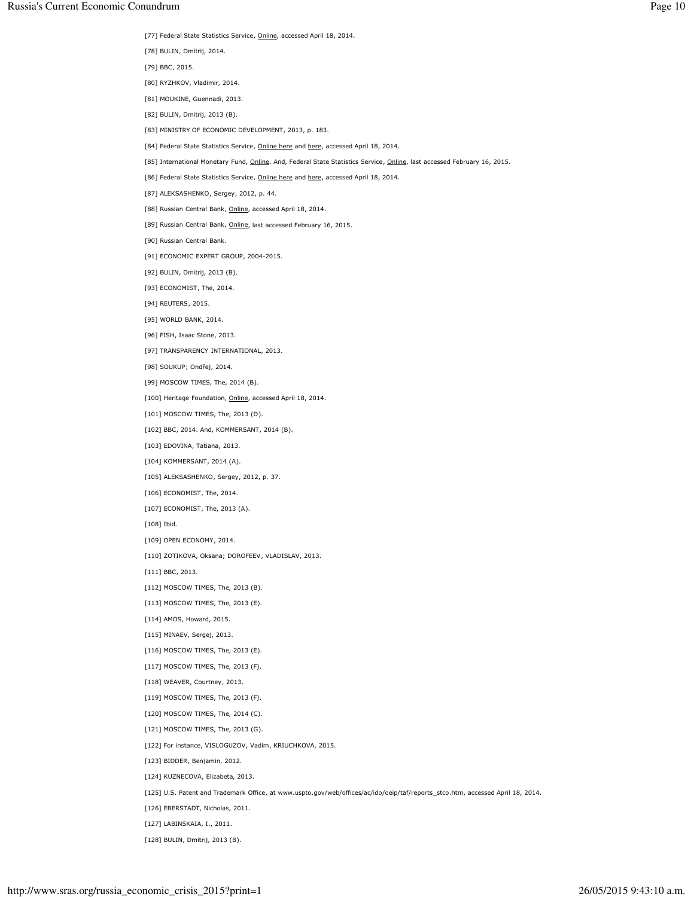[77] Federal State Statistics Service, Online, accessed April 18, 2014.

[78] BULIN, Dmitrij, 2014.

[79] BBC, 2015.

[80] RYZHKOV, Vladimir, 2014.

[81] MOUKINE, Guennadi, 2013.

[82] BULIN, Dmitrij, 2013 (B).

[83] MINISTRY OF ECONOMIC DEVELOPMENT, 2013, p. 183.

[84] Federal State Statistics Service, Online here and here, accessed April 18, 2014.

[85] International Monetary Fund, Online. And, Federal State Statistics Service, Online, last accessed February 16, 2015.

[86] Federal State Statistics Service, Online here and here, accessed April 18, 2014.

[87] ALEKSASHENKO, Sergey, 2012, p. 44.

[88] Russian Central Bank, Online, accessed April 18, 2014.

[89] Russian Central Bank, Online, last accessed February 16, 2015.

[90] Russian Central Bank.

[91] ECONOMIC EXPERT GROUP, 2004-2015.

[92] BULIN, Dmitrij, 2013 (B).

[93] ECONOMIST, The, 2014.

[94] REUTERS, 2015.

[95] WORLD BANK, 2014.

[96] FISH, Isaac Stone, 2013.

[97] TRANSPARENCY INTERNATIONAL, 2013.

[98] SOUKUP; Ondřej, 2014.

[99] MOSCOW TIMES, The, 2014 (B).

[100] Heritage Foundation, Online, accessed April 18, 2014.

[101] MOSCOW TIMES, The, 2013 (D).

[102] BBC, 2014. And, KOMMERSANT, 2014 (B).

[103] EDOVINA, Tatiana, 2013.

[104] KOMMERSANT, 2014 (A).

[105] ALEKSASHENKO, Sergey, 2012, p. 37.

[106] ECONOMIST, The, 2014.

[107] ECONOMIST, The, 2013 (A).

[108] Ibid.

[109] OPEN ECONOMY, 2014.

[110] ZOTIKOVA, Oksana; DOROFEEV, VLADISLAV, 2013.

[111] BBC, 2013.

[112] MOSCOW TIMES, The, 2013 (B).

[113] MOSCOW TIMES, The, 2013 (E).

[114] AMOS, Howard, 2015.

[115] MINAEV, Sergej, 2013.

[116] MOSCOW TIMES, The, 2013 (E).

[117] MOSCOW TIMES, The, 2013 (F).

[118] WEAVER, Courtney, 2013.

[119] MOSCOW TIMES, The, 2013 (F).

[120] MOSCOW TIMES, The, 2014 (C).

[121] MOSCOW TIMES, The, 2013 (G).

[122] For instance, VISLOGUZOV, Vadim, KRIUCHKOVA, 2015.

[123] BIDDER, Benjamin, 2012.

[124] KUZNECOVA, Elizabeta, 2013.

[125] U.S. Patent and Trademark Office, at www.uspto.gov/web/offices/ac/ido/oeip/taf/reports_stco.htm, accessed April 18, 2014.

[126] EBERSTADT, Nicholas, 2011.

[127] LABINSKAIA, I., 2011.

[128] BULIN, Dmitrij, 2013 (B).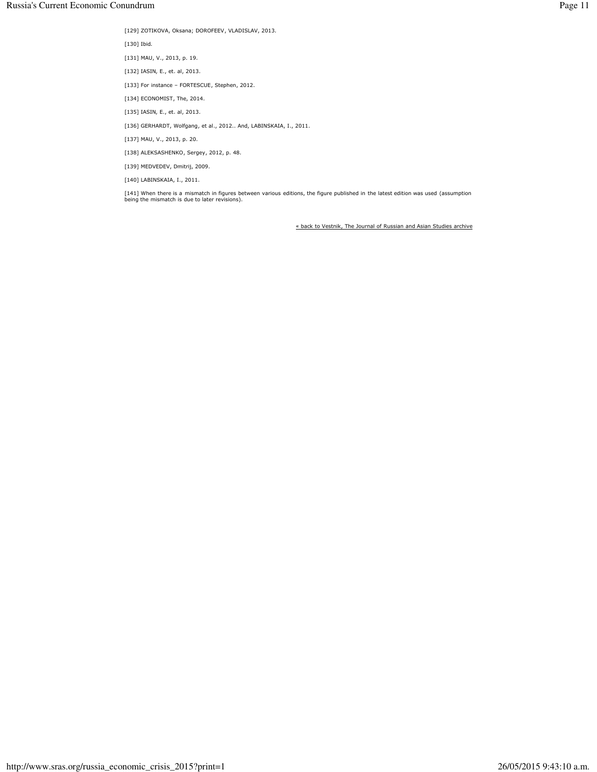[129] ZOTIKOVA, Oksana; DOROFEEV, VLADISLAV, 2013.

[130] Ibid.

[131] MAU, V., 2013, p. 19.

[132] IASIN, E., et. al, 2013.

[133] For instance – FORTESCUE, Stephen, 2012.

[134] ECONOMIST, The, 2014.

[135] IASIN, E., et. al, 2013.

[136] GERHARDT, Wolfgang, et al., 2012.. And, LABINSKAIA, I., 2011.

[137] MAU, V., 2013, p. 20.

[138] ALEKSASHENKO, Sergey, 2012, p. 48.

[139] MEDVEDEV, Dmitrij, 2009.

[140] LABINSKAIA, I., 2011.

[141] When there is a mismatch in figures between various editions, the figure published in the latest edition was used (assumption being the mismatch is due to later revisions).

« back to Vestnik, The Journal of Russian and Asian Studies archive